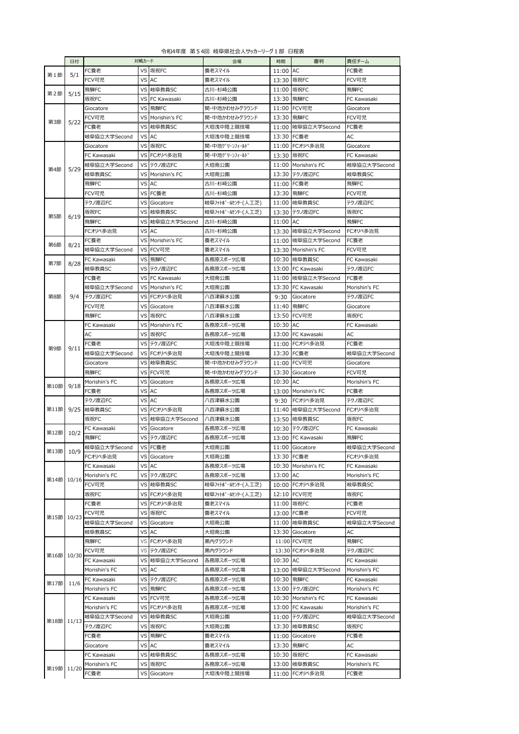令和4年度 第54回 岐阜県社会人サッカーリーグ1部 日程表

| | 日付 | 対戦カード | | | 会場 | 時間 | 審判 | 責任チーム |
|---|---|---|---|---|---|---|---|---|
| 第1節 | 5/1 | FC養老 | VS | 坂祝FC | 養老スマイル | 11:00 | AC | FC養老 |
| | | FCV可児 | VS | AC | 養老スマイル | 13:30 | 坂祝FC | FCV可児 |
| 第2節 | 5/15 | 飛騨FC | VS | 岐阜教員SC | 古川・杉崎公園 | 11:00 | 坂祝FC | 飛騨FC |
| | | 坂祝FC | VS | FC Kawasaki | 古川・杉崎公園 | 13:30 | 飛騨FC | FC Kawasaki |
| 第3節 | 5/22 | Giocatore | VS | 飛騨FC | 関・中池かわせみグラウンド | 11:00 | FCV可児 | Giocatore |
| | | FCV可児 | VS | Morishin's FC | 関・中池かわせみグラウンド | 13:30 | 飛騨FC | FCV可児 |
| | | FC養老 | VS | 岐阜教員SC | 大垣浅中陸上競技場 | 11:00 | 岐阜協立大学Second | FC養老 |
| | | 岐阜協立大学Second | VS | AC | 大垣浅中陸上競技場 | 13:30 | FC養老 | AC |
| 第4節 | 5/29 | Giocatore | VS | 坂祝FC | 関・中池ｸﾞﾘｰﾝﾌｨｰﾙﾄﾞ | 11:00 | FCオリベ多治見 | Giocatore |
| | | FC Kawasaki | VS | FCオリベ多治見 | 関・中池ｸﾞﾘｰﾝﾌｨｰﾙﾄﾞ | 13:30 | 坂祝FC | FC Kawasaki |
| | | 岐阜協立大学Second | VS | テクノ渡辺FC | 大垣南公園 | 11:00 | Morishin's FC | 岐阜協立大学Second |
| | | 岐阜教員SC | VS | Morishin's FC | 大垣南公園 | 13:30 | テクノ渡辺FC | 岐阜教員SC |
| | | 飛騨FC | VS | AC | 古川・杉崎公園 | 11:00 | FC養老 | 飛騨FC |
| | | FCV可児 | VS | FC養老 | 古川・杉崎公園 | 13:30 | 飛騨FC | FCV可児 |
| 第5節 | 6/19 | テクノ渡辺FC | VS | Giocatore | 岐阜ﾌｯﾄﾎﾞｰﾙｾﾝﾀｰ(人工芝) | 11:00 | 岐阜教員SC | テクノ渡辺FC |
| | | 坂祝FC | VS | 岐阜教員SC | 岐阜ﾌｯﾄﾎﾞｰﾙｾﾝﾀｰ(人工芝) | 13:30 | テクノ渡辺FC | 坂祝FC |
| | | 飛騨FC | VS | 岐阜協立大学Second | 古川・杉崎公園 | 11:00 | AC | 飛騨FC |
| | | FCオリベ多治見 | VS | AC | 古川・杉崎公園 | 13:30 | 岐阜協立大学Second | FCオリベ多治見 |
| 第6節 | 8/21 | FC養老 | VS | Morishin's FC | 養老スマイル | 11:00 | 岐阜協立大学Second | FC養老 |
| | | 岐阜協立大学Second | VS | FCV可児 | 養老スマイル | 13:30 | Morishin's FC | FCV可児 |
| 第7節 | 8/28 | FC Kawasaki | VS | 飛騨FC | 各務原スポーツ広場 | 10:30 | 岐阜教員SC | FC Kawasaki |
| | | 岐阜教員SC | VS | テクノ渡辺FC | 各務原スポーツ広場 | 13:00 | FC Kawasaki | テクノ渡辺FC |
| 第8節 | 9/4 | FC養老 | VS | FC Kawasaki | 大垣南公園 | 11:00 | 岐阜協立大学Second | FC養老 |
| | | 岐阜協立大学Second | VS | Morishin's FC | 大垣南公園 | 13:30 | FC Kawasaki | Morishin's FC |
| | | テクノ渡辺FC | VS | FCオリベ多治見 | 八百津蘇水公園 | 9:30 | Giocatore | テクノ渡辺FC |
| | | FCV可児 | VS | Giocatore | 八百津蘇水公園 | 11:40 | 飛騨FC | Giocatore |
| | | 飛騨FC | VS | 坂祝FC | 八百津蘇水公園 | 13:50 | FCV可児 | 坂祝FC |
| 第9節 | 9/11 | FC Kawasaki | VS | Morishin's FC | 各務原スポーツ広場 | 10:30 | AC | FC Kawasaki |
| | | AC | VS | 坂祝FC | 各務原スポーツ広場 | 13:00 | FC Kawasaki | AC |
| | | FC養老 | VS | テクノ渡辺FC | 大垣浅中陸上競技場 | 11:00 | FCオリベ多治見 | FC養老 |
| | | 岐阜協立大学Second | VS | FCオリベ多治見 | 大垣浅中陸上競技場 | 13:30 | FC養老 | 岐阜協立大学Second |
| | | Giocatore | VS | 岐阜教員SC | 関・中池かわせみグラウンド | 11:00 | FCV可児 | Giocatore |
| | | 飛騨FC | VS | FCV可児 | 関・中池かわせみグラウンド | 13:30 | Giocatore | FCV可児 |
| 第10節 | 9/18 | Morishin's FC | VS | Giocatore | 各務原スポーツ広場 | 10:30 | AC | Morishin's FC |
| | | FC養老 | VS | AC | 各務原スポーツ広場 | 13:00 | Morishin's FC | FC養老 |
| 第11節 | 9/25 | テクノ渡辺FC | VS | AC | 八百津蘇水公園 | 9:30 | FCオリベ多治見 | テクノ渡辺FC |
| | | 岐阜教員SC | VS | FCオリベ多治見 | 八百津蘇水公園 | 11:40 | 岐阜協立大学Second | FCオリベ多治見 |
| | | 坂祝FC | VS | 岐阜協立大学Second | 八百津蘇水公園 | 13:50 | 岐阜教員SC | 坂祝FC |
| 第12節 | 10/2 | FC Kawasaki | VS | Giocatore | 各務原スポーツ広場 | 10:30 | テクノ渡辺FC | FC Kawasaki |
| | | 飛騨FC | VS | テクノ渡辺FC | 各務原スポーツ広場 | 13:00 | FC Kawasaki | 飛騨FC |
| 第13節 | 10/9 | 岐阜協立大学Second | VS | FC養老 | 大垣南公園 | 11:00 | Giocatore | 岐阜協立大学Second |
| | | FCオリベ多治見 | VS | Giocatore | 大垣南公園 | 13:30 | FC養老 | FCオリベ多治見 |
| 第14節 | 10/16 | FC Kawasaki | VS | AC | 各務原スポーツ広場 | 10:30 | Morishin's FC | FC Kawasaki |
| | | Morishin's FC | VS | テクノ渡辺FC | 各務原スポーツ広場 | 13:00 | AC | Morishin's FC |
| | | FCV可児 | VS | 岐阜教員SC | 岐阜ﾌｯﾄﾎﾞｰﾙｾﾝﾀｰ(人工芝) | 10:00 | FCオリベ多治見 | 岐阜教員SC |
| | | 坂祝FC | VS | FCオリベ多治見 | 岐阜ﾌｯﾄﾎﾞｰﾙｾﾝﾀｰ(人工芝) | 12:10 | FCV可児 | 坂祝FC |
| 第15節 | 10/23 | FC養老 | VS | FCオリベ多治見 | 養老スマイル | 11:00 | 坂祝FC | FC養老 |
| | | FCV可児 | VS | 坂祝FC | 養老スマイル | 13:00 | FC養老 | FCV可児 |
| | | 岐阜協立大学Second | VS | Giocatore | 大垣南公園 | 11:00 | 岐阜教員SC | 岐阜協立大学Second |
| | | 岐阜教員SC | VS | AC | 大垣南公園 | 13:30 | Giocatore | AC |
| 第16節 | 10/30 | 飛騨FC | VS | FCオリベ多治見 | 黒内グラウンド | 11:00 | FCV可児 | 飛騨FC |
| | | FCV可児 | VS | テクノ渡辺FC | 黒内グラウンド | 13:30 | FCオリベ多治見 | テクノ渡辺FC |
| | | FC Kawasaki | VS | 岐阜協立大学Second | 各務原スポーツ広場 | 10:30 | AC | FC Kawasaki |
| | | Morishin's FC | VS | AC | 各務原スポーツ広場 | 13:00 | 岐阜協立大学Second | Morishin's FC |
| 第17節 | 11/6 | FC Kawasaki | VS | テクノ渡辺FC | 各務原スポーツ広場 | 10:30 | 飛騨FC | FC Kawasaki |
| | | Morishin's FC | VS | 飛騨FC | 各務原スポーツ広場 | 13:00 | テクノ渡辺FC | Morishin's FC |
| 第18節 | 11/13 | FC Kawasaki | VS | FCV可児 | 各務原スポーツ広場 | 10:30 | Morishin's FC | FC Kawasaki |
| | | Morishin's FC | VS | FCオリベ多治見 | 各務原スポーツ広場 | 13:00 | FC Kawasaki | Morishin's FC |
| | | 岐阜協立大学Second | VS | 岐阜教員SC | 大垣南公園 | 11:00 | テクノ渡辺FC | 岐阜協立大学Second |
| | | テクノ渡辺FC | VS | 坂祝FC | 大垣南公園 | 13:30 | 岐阜教員SC | 坂祝FC |
| | | FC養老 | VS | 飛騨FC | 養老スマイル | 11:00 | Giocatore | FC養老 |
| | | Giocatore | VS | AC | 養老スマイル | 13:30 | 飛騨FC | AC |
| 第19節 | 11/20 | FC Kawasaki | VS | 岐阜教員SC | 各務原スポーツ広場 | 10:30 | 坂祝FC | FC Kawasaki |
| | | Morishin's FC | VS | 坂祝FC | 各務原スポーツ広場 | 13:00 | 岐阜教員SC | Morishin's FC |
| | | FC養老 | VS | Giocatore | 大垣浅中陸上競技場 | 11:00 | FCオリベ多治見 | FC養老 |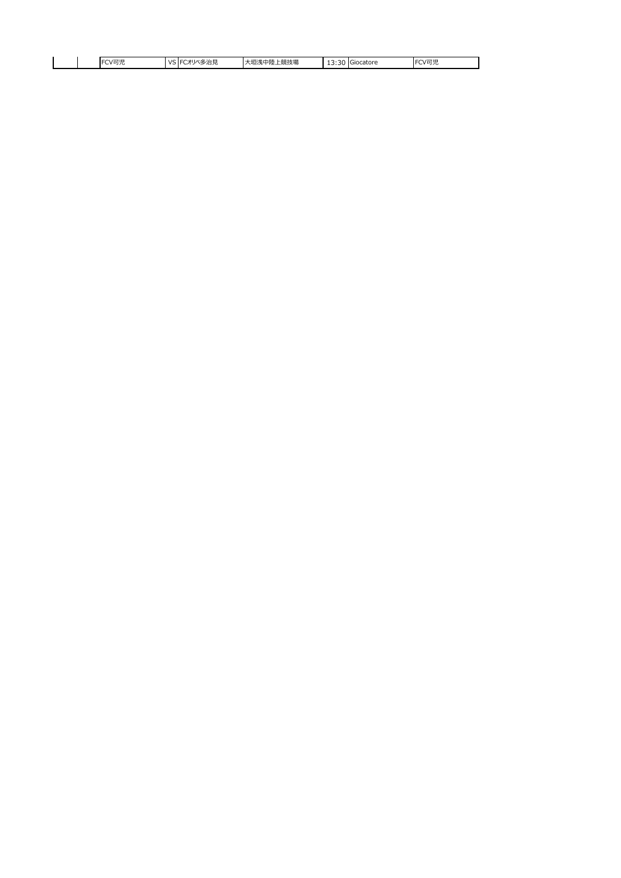| | | | | | | | | |
|---|---|---|---|---|---|---|---|---|
| | | FCV可児 | VS | FCオリベ多治見 | 大垣浅中陸上競技場 | 13:30 | Giocatore | FCV可児 |